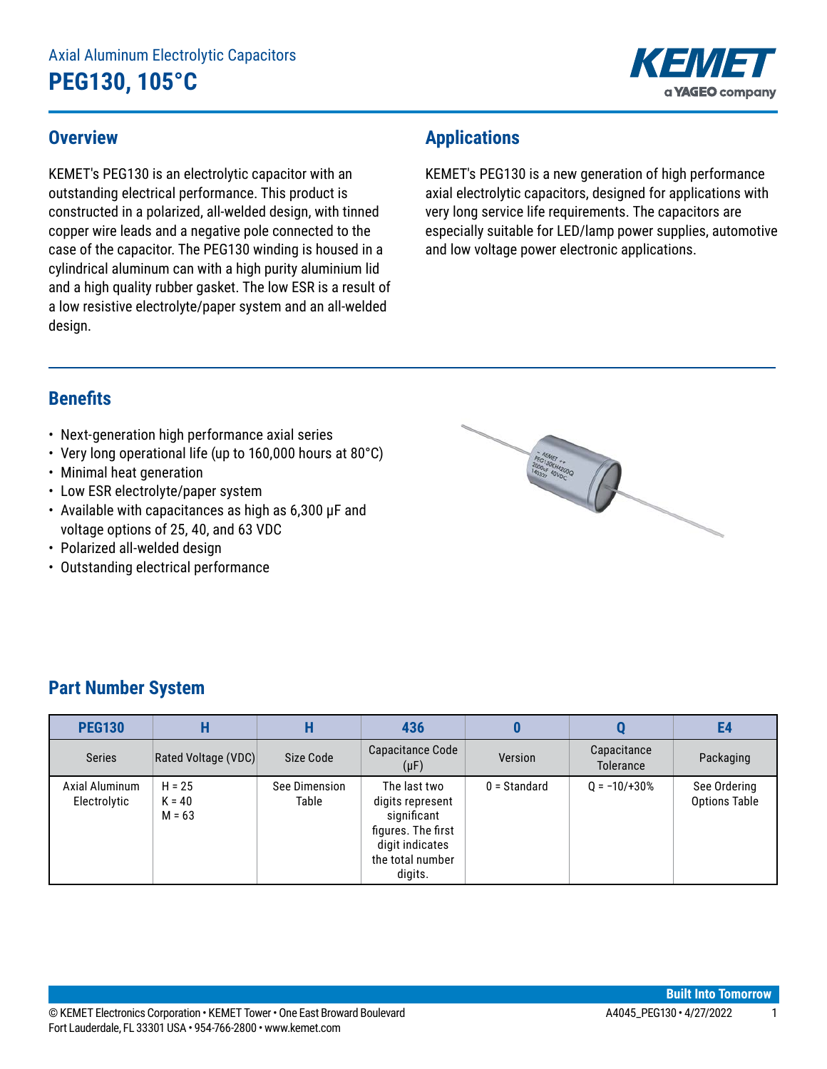# Axial Aluminum Electrolytic Capacitors

# PEG130, 105°C

## Overview

KEMET's PEG130 is an electrolytic capacitor with an outstanding electrical performance. This product is constructed in a polarized, all-welded design, with tinned copper wire leads and a negative pole connected to the case of the capacitor. The PEG130 winding is housed in a cylindrical aluminum can with a high purity aluminium lid and a high quality rubber gasket. The low ESR is a result of a low resistive electrolyte/paper system and an all-welded design.

## Applications

KEMET's PEG130 is a new generation of high performance axial electrolytic capacitors, designed for applications with very long service life requirements. The capacitors are especially suitable for LED/lamp power supplies, automotive and low voltage power electronic applications.

## Benefits

- Next-generation high performance axial series
- Very long operational life (up to 160,000 hours at 80°C)
- Minimal heat generation
- Low ESR electrolyte/paper system
- Available with capacitances as high as 6,300 µF and voltage options of 25, 40, and 63 VDC
- Polarized all-welded design
- Outstanding electrical performance

## Part Number System

| PEG130 | H | H | 436 | 0 | Q | E4 |
|---|---|---|---|---|---|---|
| Series | Rated Voltage (VDC) | Size Code | Capacitance Code (µF) | Version | Capacitance Tolerance | Packaging |
| Axial Aluminum Electrolytic | H = 25<br>K = 40<br>M = 63 | See Dimension Table | The last two digits represent significant figures. The first digit indicates the total number digits. | 0 = Standard | Q = −10/+30% | See Ordering Options Table |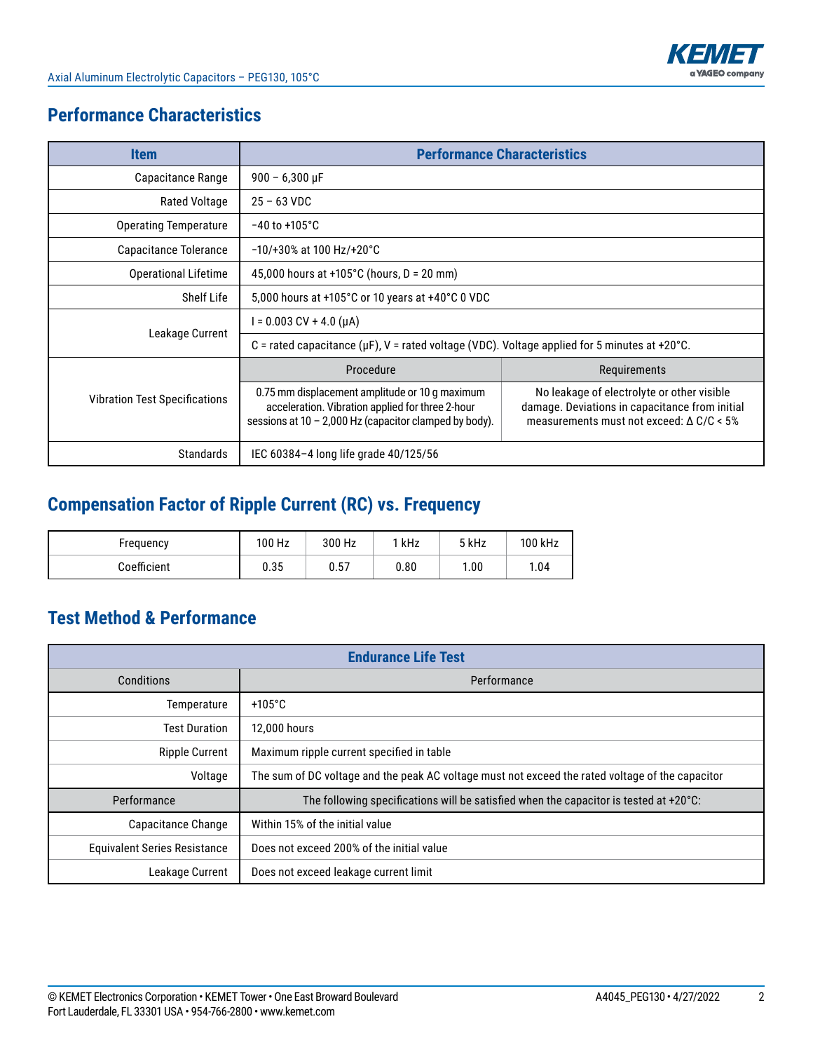## Performance Characteristics

| Item | Performance Characteristics | |
|---|---|---|
| Capacitance Range | 900 – 6,300 µF | |
| Rated Voltage | 25 – 63 VDC | |
| Operating Temperature | −40 to +105°C | |
| Capacitance Tolerance | −10/+30% at 100 Hz/+20°C | |
| Operational Lifetime | 45,000 hours at +105°C (hours, D = 20 mm) | |
| Shelf Life | 5,000 hours at +105°C or 10 years at +40°C 0 VDC | |
| Leakage Current | I = 0.003 CV + 4.0 (µA) | |
| | C = rated capacitance (µF), V = rated voltage (VDC). Voltage applied for 5 minutes at +20°C. | |
| Vibration Test Specifications | Procedure | Requirements |
| | 0.75 mm displacement amplitude or 10 g maximum acceleration. Vibration applied for three 2-hour sessions at 10 – 2,000 Hz (capacitor clamped by body). | No leakage of electrolyte or other visible damage. Deviations in capacitance from initial measurements must not exceed: Δ C/C < 5% |
| Standards | IEC 60384–4 long life grade 40/125/56 | |

## Compensation Factor of Ripple Current (RC) vs. Frequency

| Frequency | 100 Hz | 300 Hz | 1 kHz | 5 kHz | 100 kHz |
|---|---|---|---|---|---|
| Coefficient | 0.35 | 0.57 | 0.80 | 1.00 | 1.04 |

## Test Method & Performance

| Endurance Life Test | |
|---|---|
| Conditions | Performance |
| Temperature | +105°C |
| Test Duration | 12,000 hours |
| Ripple Current | Maximum ripple current specified in table |
| Voltage | The sum of DC voltage and the peak AC voltage must not exceed the rated voltage of the capacitor |
| Performance | The following specifications will be satisfied when the capacitor is tested at +20°C: |
| Capacitance Change | Within 15% of the initial value |
| Equivalent Series Resistance | Does not exceed 200% of the initial value |
| Leakage Current | Does not exceed leakage current limit |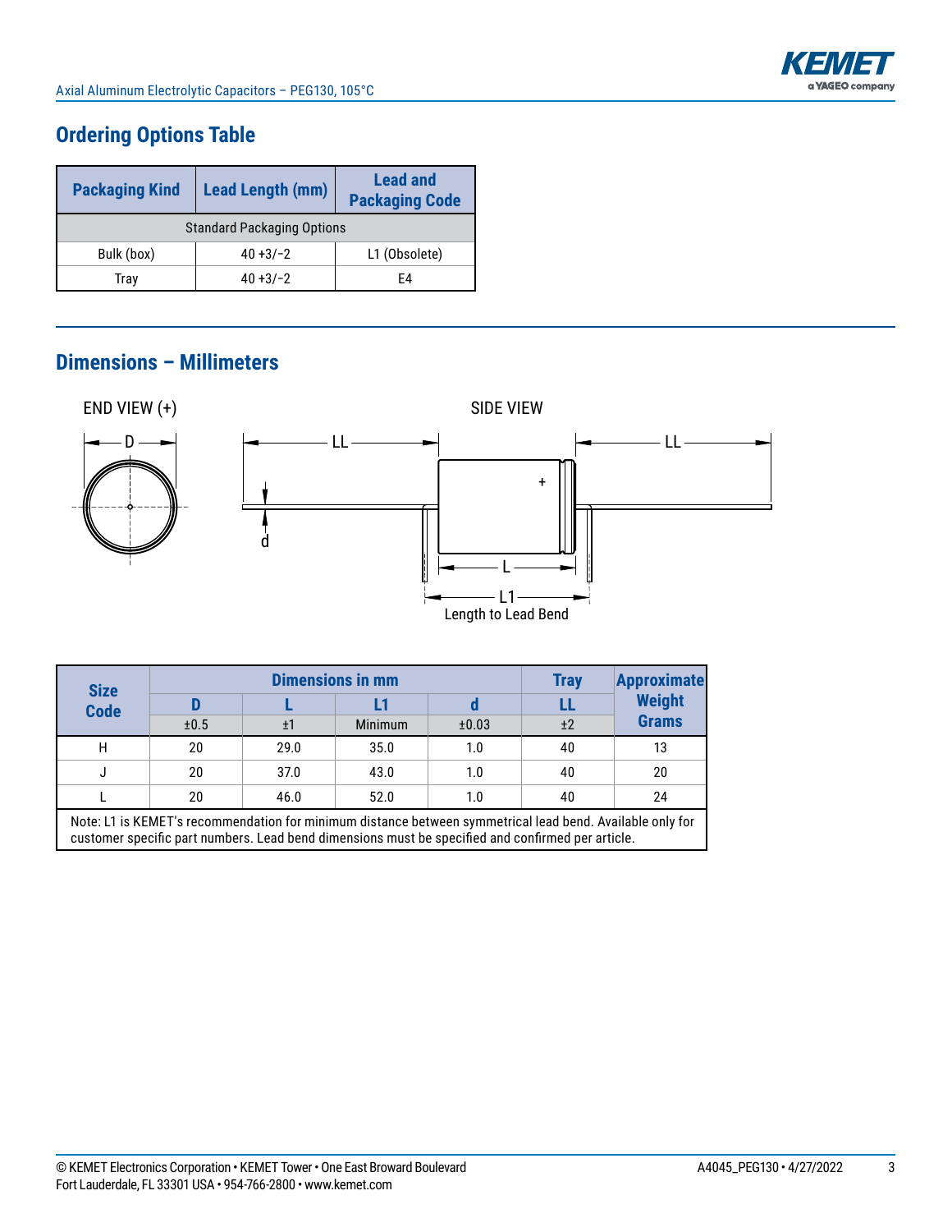## Ordering Options Table

| Packaging Kind | Lead Length (mm) | Lead and Packaging Code |
|---|---|---|
| Standard Packaging Options | | |
| Bulk (box) | 40 +3/−2 | L1 (Obsolete) |
| Tray | 40 +3/−2 | E4 |

## Dimensions – Millimeters

END VIEW (+)

SIDE VIEW

Length to Lead Bend

| Size Code | Dimensions in mm | | | | Tray | Approximate Weight Grams |
|---|---|---|---|---|---|---|
| | D | L | L1 | d | LL | |
| | ±0.5 | ±1 | Minimum | ±0.03 | ±2 | |
| H | 20 | 29.0 | 35.0 | 1.0 | 40 | 13 |
| J | 20 | 37.0 | 43.0 | 1.0 | 40 | 20 |
| L | 20 | 46.0 | 52.0 | 1.0 | 40 | 24 |

Note: L1 is KEMET's recommendation for minimum distance between symmetrical lead bend. Available only for customer specific part numbers. Lead bend dimensions must be specified and confirmed per article.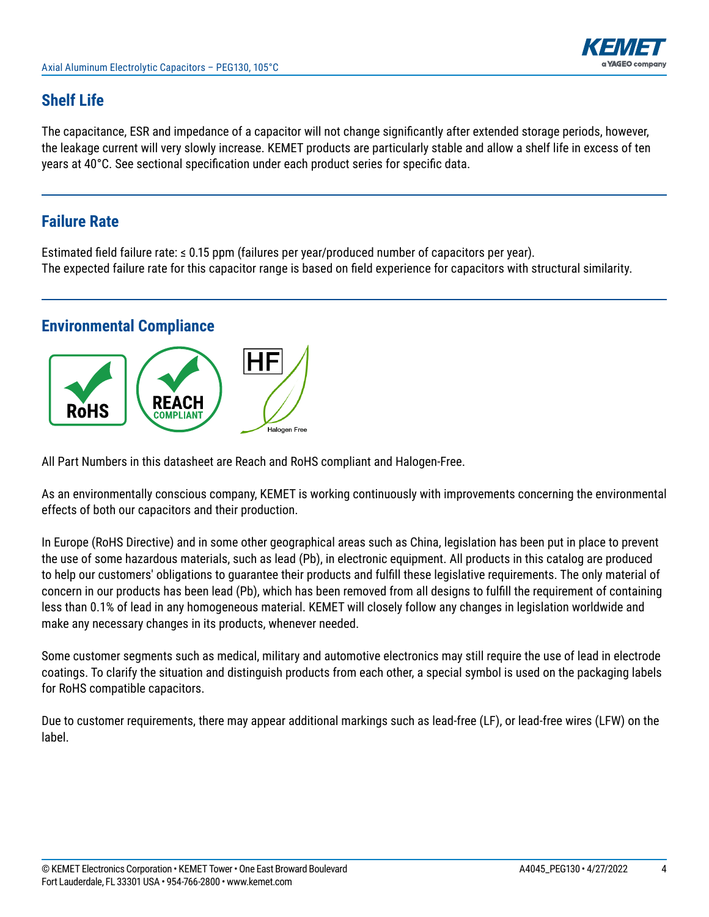## Shelf Life

The capacitance, ESR and impedance of a capacitor will not change significantly after extended storage periods, however, the leakage current will very slowly increase. KEMET products are particularly stable and allow a shelf life in excess of ten years at 40°C. See sectional specification under each product series for specific data.

## Failure Rate

Estimated field failure rate: ≤ 0.15 ppm (failures per year/produced number of capacitors per year).
The expected failure rate for this capacitor range is based on field experience for capacitors with structural similarity.

## Environmental Compliance

All Part Numbers in this datasheet are Reach and RoHS compliant and Halogen-Free.

As an environmentally conscious company, KEMET is working continuously with improvements concerning the environmental effects of both our capacitors and their production.

In Europe (RoHS Directive) and in some other geographical areas such as China, legislation has been put in place to prevent the use of some hazardous materials, such as lead (Pb), in electronic equipment. All products in this catalog are produced to help our customers' obligations to guarantee their products and fulfill these legislative requirements. The only material of concern in our products has been lead (Pb), which has been removed from all designs to fulfill the requirement of containing less than 0.1% of lead in any homogeneous material. KEMET will closely follow any changes in legislation worldwide and make any necessary changes in its products, whenever needed.

Some customer segments such as medical, military and automotive electronics may still require the use of lead in electrode coatings. To clarify the situation and distinguish products from each other, a special symbol is used on the packaging labels for RoHS compatible capacitors.

Due to customer requirements, there may appear additional markings such as lead-free (LF), or lead-free wires (LFW) on the label.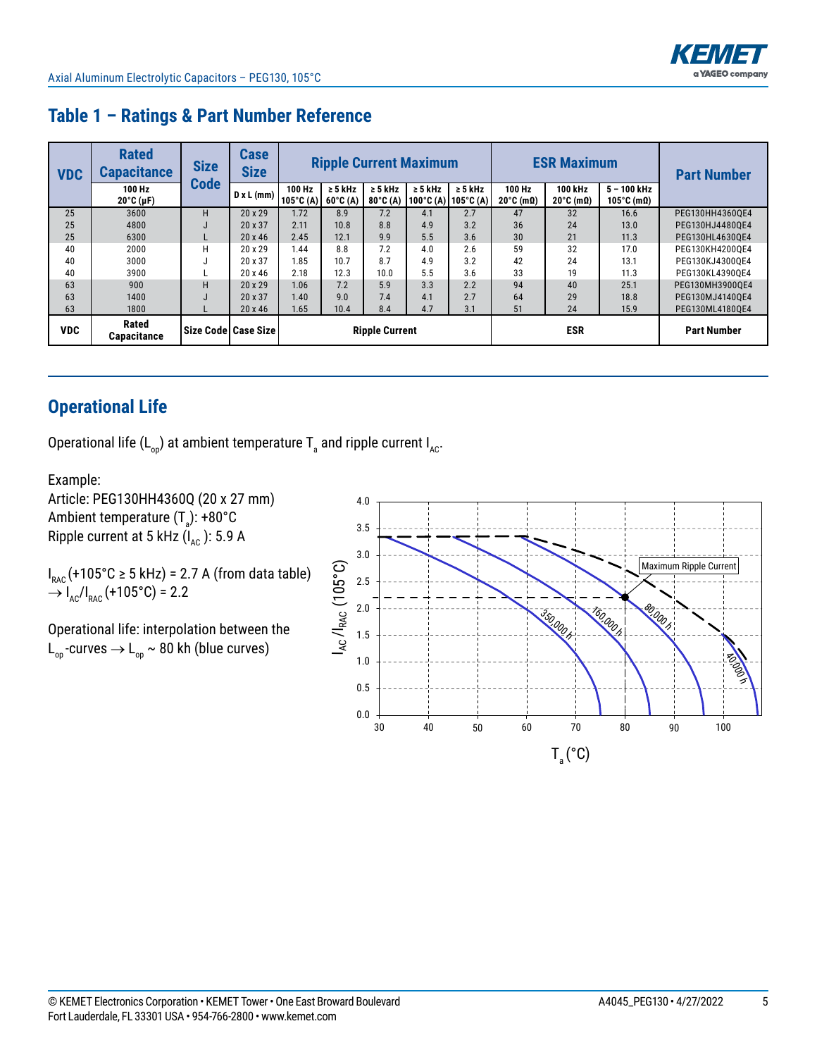## Table 1 – Ratings & Part Number Reference

| VDC | Rated Capacitance | Size Code | Case Size | Ripple Current Maximum | | | | | ESR Maximum | | | Part Number |
|---|---|---|---|---|---|---|---|---|---|---|---|---|
| | 100 Hz 20°C (µF) | | D x L (mm) | 100 Hz 105°C (A) | ≥ 5 kHz 60°C (A) | ≥ 5 kHz 80°C (A) | ≥ 5 kHz 100°C (A) | ≥ 5 kHz 105°C (A) | 100 Hz 20°C (mΩ) | 100 kHz 20°C (mΩ) | 5 – 100 kHz 105°C (mΩ) | |
| 25 | 3600 | H | 20 x 29 | 1.72 | 8.9 | 7.2 | 4.1 | 2.7 | 47 | 32 | 16.6 | PEG130HH4360QE4 |
| 25 | 4800 | J | 20 x 37 | 2.11 | 10.8 | 8.8 | 4.9 | 3.2 | 36 | 24 | 13.0 | PEG130HJ4480QE4 |
| 25 | 6300 | L | 20 x 46 | 2.45 | 12.1 | 9.9 | 5.5 | 3.6 | 30 | 21 | 11.3 | PEG130HL4630QE4 |
| 40 | 2000 | H | 20 x 29 | 1.44 | 8.8 | 7.2 | 4.0 | 2.6 | 59 | 32 | 17.0 | PEG130KH4200QE4 |
| 40 | 3000 | J | 20 x 37 | 1.85 | 10.7 | 8.7 | 4.9 | 3.2 | 42 | 24 | 13.1 | PEG130KJ4300QE4 |
| 40 | 3900 | L | 20 x 46 | 2.18 | 12.3 | 10.0 | 5.5 | 3.6 | 33 | 19 | 11.3 | PEG130KL4390QE4 |
| 63 | 900 | H | 20 x 29 | 1.06 | 7.2 | 5.9 | 3.3 | 2.2 | 94 | 40 | 25.1 | PEG130MH3900QE4 |
| 63 | 1400 | J | 20 x 37 | 1.40 | 9.0 | 7.4 | 4.1 | 2.7 | 64 | 29 | 18.8 | PEG130MJ4140QE4 |
| 63 | 1800 | L | 20 x 46 | 1.65 | 10.4 | 8.4 | 4.7 | 3.1 | 51 | 24 | 15.9 | PEG130ML4180QE4 |
| VDC | Rated Capacitance | Size Code | Case Size | Ripple Current | | | | | ESR | | | Part Number |

## Operational Life

Operational life ($L_{op}$) at ambient temperature $T_a$ and ripple current $I_{AC}$.

Example:
Article: PEG130HH4360Q (20 x 27 mm)
Ambient temperature ($T_a$): +80°C
Ripple current at 5 kHz ($I_{AC}$ ): 5.9 A

$I_{RAC}$ (+105°C ≥ 5 kHz) = 2.7 A (from data table)
$\rightarrow I_{AC}/I_{RAC}$ (+105°C) = 2.2

Operational life: interpolation between the $L_{op}$-curves $\rightarrow L_{op}$ ~ 80 kh (blue curves)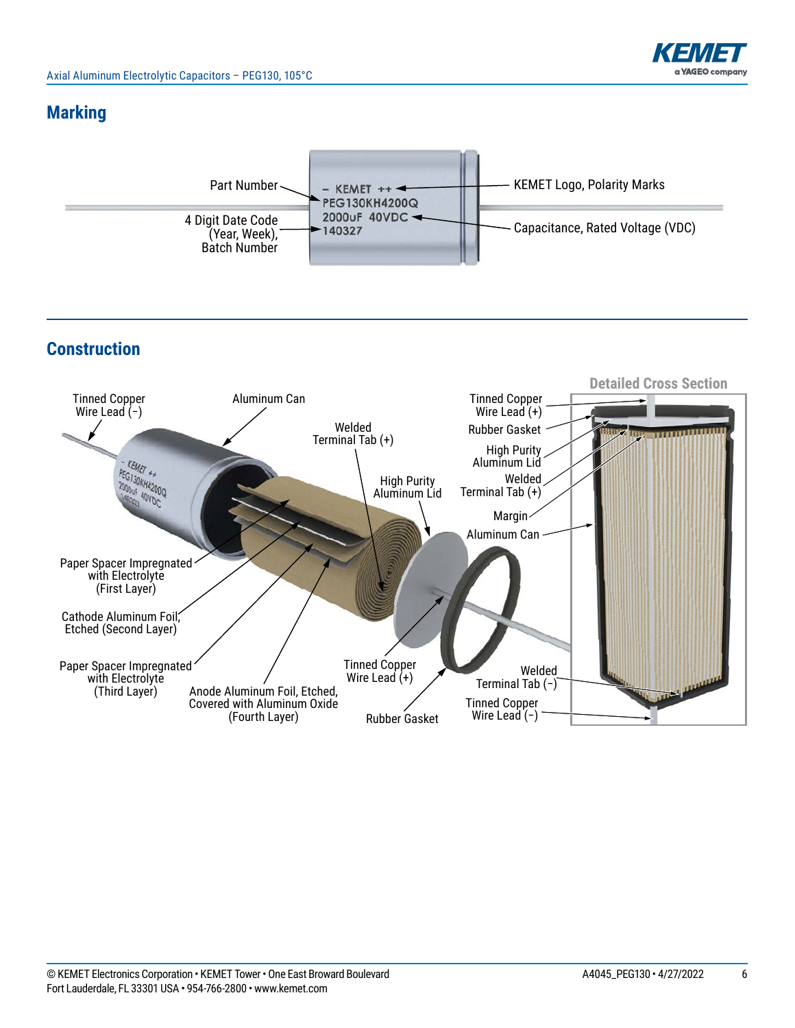## Marking

Part Number

4 Digit Date Code (Year, Week), Batch Number

– KEMET ++
PEG130KH4200Q
2000uF 40VDC
140327

KEMET Logo, Polarity Marks

Capacitance, Rated Voltage (VDC)

## Construction

Tinned Copper Wire Lead (–)

Aluminum Can

Welded Terminal Tab (+)

High Purity Aluminum Lid

Paper Spacer Impregnated with Electrolyte (First Layer)

Cathode Aluminum Foil, Etched (Second Layer)

Paper Spacer Impregnated with Electrolyte (Third Layer)

Anode Aluminum Foil, Etched, Covered with Aluminum Oxide (Fourth Layer)

Tinned Copper Wire Lead (+)

Rubber Gasket

**Detailed Cross Section**

Tinned Copper Wire Lead (+)

Rubber Gasket

High Purity Aluminum Lid

Welded Terminal Tab (+)

Margin

Aluminum Can

Welded Terminal Tab (–)

Tinned Copper Wire Lead (–)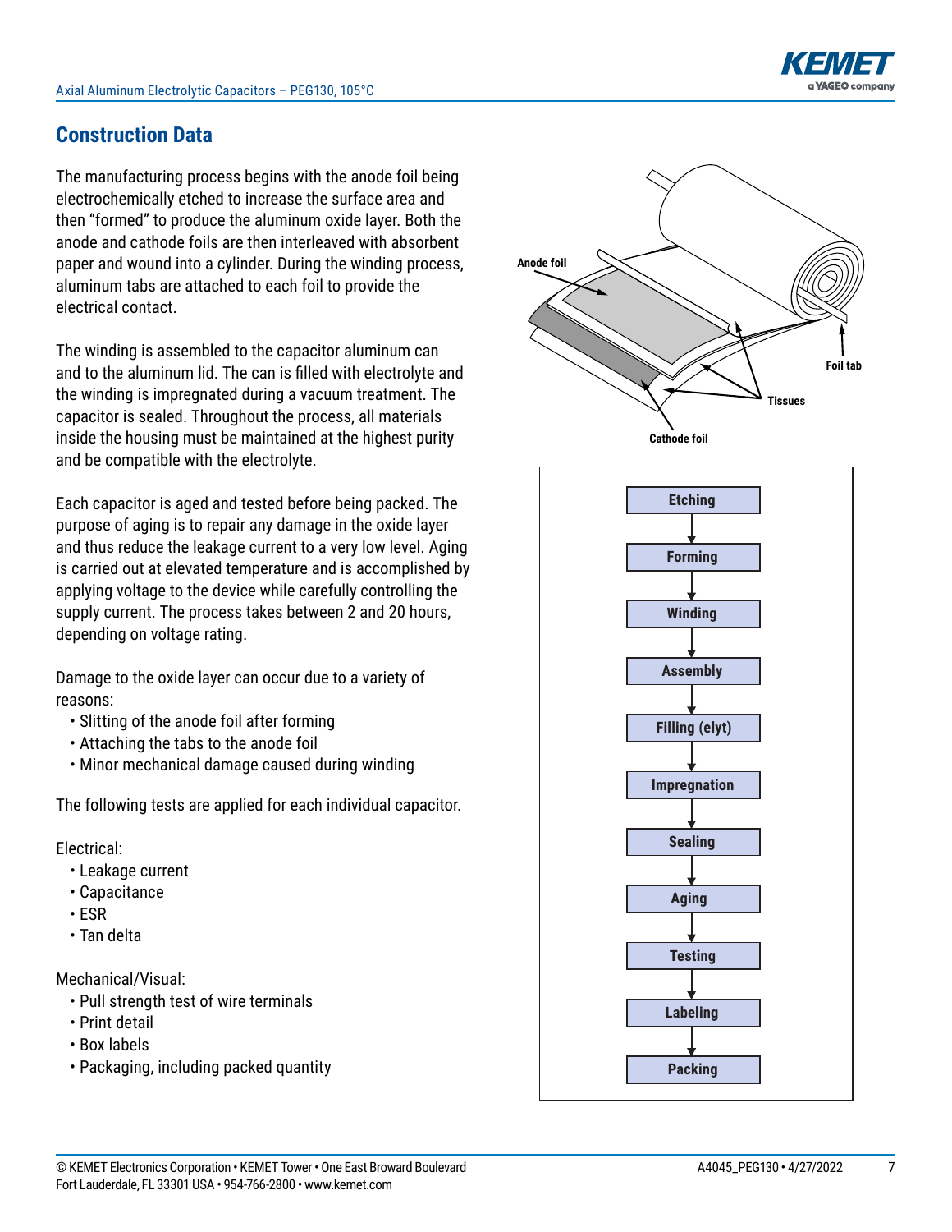## Construction Data

The manufacturing process begins with the anode foil being electrochemically etched to increase the surface area and then "formed" to produce the aluminum oxide layer. Both the anode and cathode foils are then interleaved with absorbent paper and wound into a cylinder. During the winding process, aluminum tabs are attached to each foil to provide the electrical contact.

The winding is assembled to the capacitor aluminum can and to the aluminum lid. The can is filled with electrolyte and the winding is impregnated during a vacuum treatment. The capacitor is sealed. Throughout the process, all materials inside the housing must be maintained at the highest purity and be compatible with the electrolyte.

Each capacitor is aged and tested before being packed. The purpose of aging is to repair any damage in the oxide layer and thus reduce the leakage current to a very low level. Aging is carried out at elevated temperature and is accomplished by applying voltage to the device while carefully controlling the supply current. The process takes between 2 and 20 hours, depending on voltage rating.

Damage to the oxide layer can occur due to a variety of reasons:

- Slitting of the anode foil after forming
- Attaching the tabs to the anode foil
- Minor mechanical damage caused during winding

The following tests are applied for each individual capacitor.

Electrical:

- Leakage current
- Capacitance
- ESR
- Tan delta

Mechanical/Visual:

- Pull strength test of wire terminals
- Print detail
- Box labels
- Packaging, including packed quantity

Anode foil

Foil tab

Tissues

Cathode foil

Etching → Forming → Winding → Assembly → Filling (elyt) → Impregnation → Sealing → Aging → Testing → Labeling → Packing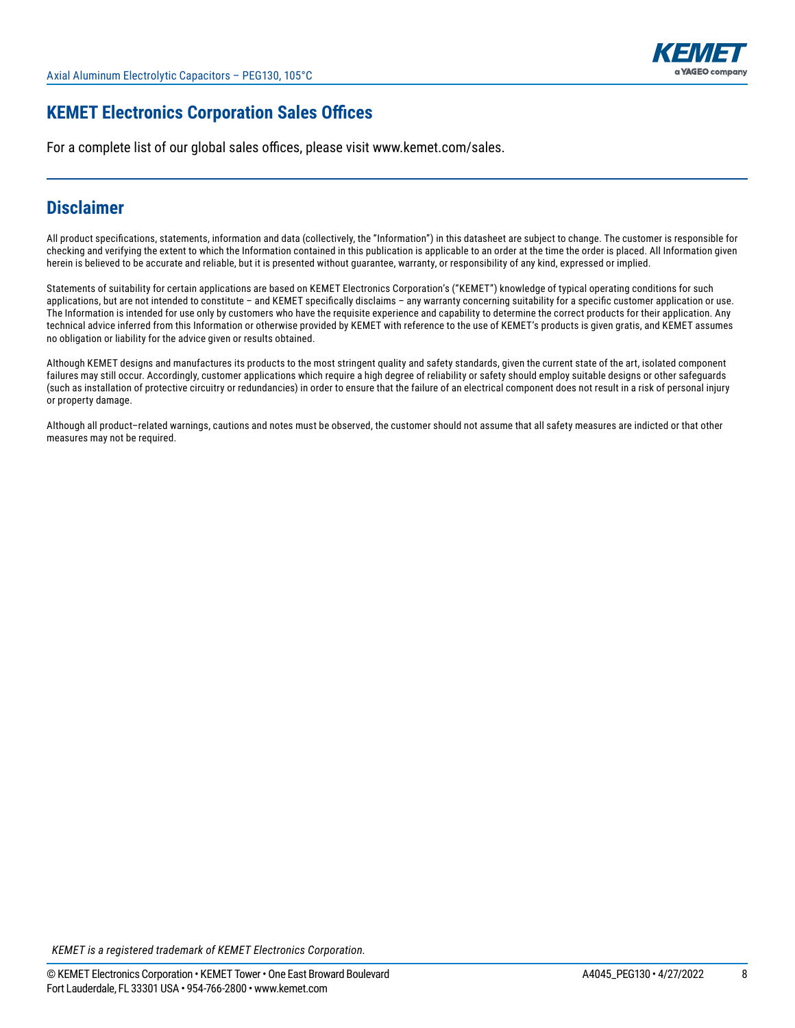## KEMET Electronics Corporation Sales Offices

For a complete list of our global sales offices, please visit www.kemet.com/sales.

## Disclaimer

All product specifications, statements, information and data (collectively, the "Information") in this datasheet are subject to change. The customer is responsible for checking and verifying the extent to which the Information contained in this publication is applicable to an order at the time the order is placed. All Information given herein is believed to be accurate and reliable, but it is presented without guarantee, warranty, or responsibility of any kind, expressed or implied.

Statements of suitability for certain applications are based on KEMET Electronics Corporation's ("KEMET") knowledge of typical operating conditions for such applications, but are not intended to constitute – and KEMET specifically disclaims – any warranty concerning suitability for a specific customer application or use. The Information is intended for use only by customers who have the requisite experience and capability to determine the correct products for their application. Any technical advice inferred from this Information or otherwise provided by KEMET with reference to the use of KEMET's products is given gratis, and KEMET assumes no obligation or liability for the advice given or results obtained.

Although KEMET designs and manufactures its products to the most stringent quality and safety standards, given the current state of the art, isolated component failures may still occur. Accordingly, customer applications which require a high degree of reliability or safety should employ suitable designs or other safeguards (such as installation of protective circuitry or redundancies) in order to ensure that the failure of an electrical component does not result in a risk of personal injury or property damage.

Although all product–related warnings, cautions and notes must be observed, the customer should not assume that all safety measures are indicted or that other measures may not be required.

*KEMET is a registered trademark of KEMET Electronics Corporation.*